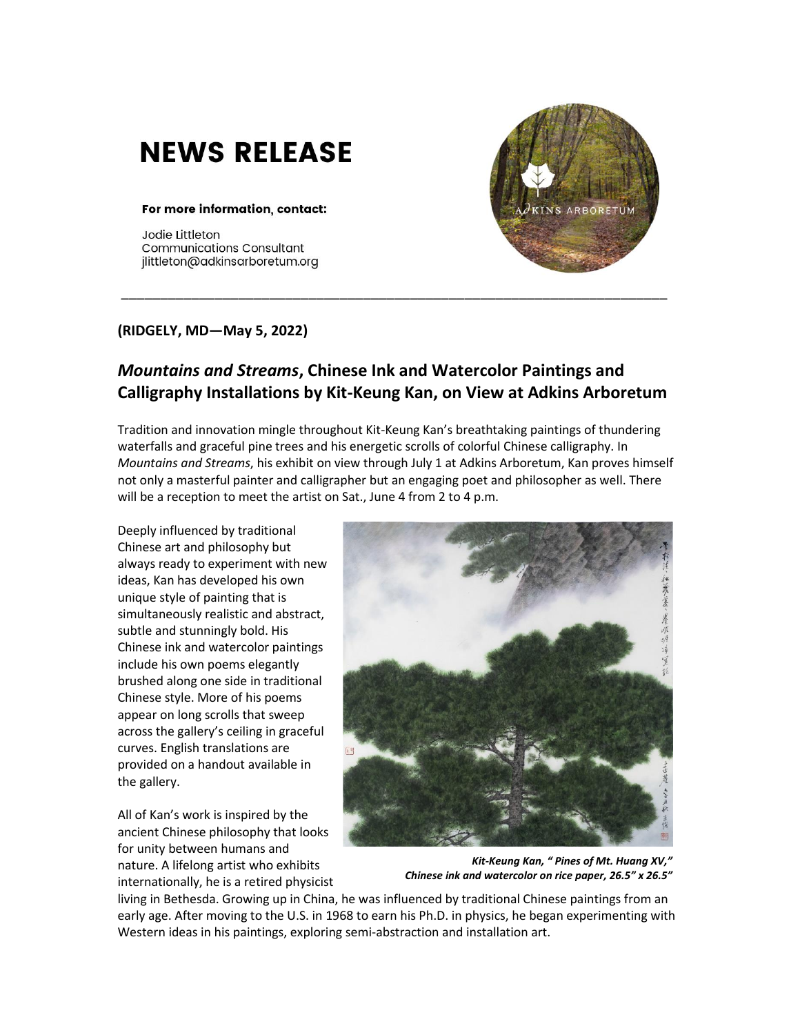# NEWS RELEASE

**For more information, contact:**

Jodie Littleton
Communications Consultant
jlittleton@adkinsarboretum.org

---

**(RIDGELY, MD—May 5, 2022)**

## *Mountains and Streams*, Chinese Ink and Watercolor Paintings and Calligraphy Installations by Kit-Keung Kan, on View at Adkins Arboretum

Tradition and innovation mingle throughout Kit-Keung Kan's breathtaking paintings of thundering waterfalls and graceful pine trees and his energetic scrolls of colorful Chinese calligraphy. In *Mountains and Streams*, his exhibit on view through July 1 at Adkins Arboretum, Kan proves himself not only a masterful painter and calligrapher but an engaging poet and philosopher as well. There will be a reception to meet the artist on Sat., June 4 from 2 to 4 p.m.

Deeply influenced by traditional Chinese art and philosophy but always ready to experiment with new ideas, Kan has developed his own unique style of painting that is simultaneously realistic and abstract, subtle and stunningly bold. His Chinese ink and watercolor paintings include his own poems elegantly brushed along one side in traditional Chinese style. More of his poems appear on long scrolls that sweep across the gallery's ceiling in graceful curves. English translations are provided on a handout available in the gallery.

***Kit-Keung Kan, " Pines of Mt. Huang XV," Chinese ink and watercolor on rice paper, 26.5" x 26.5"***

All of Kan's work is inspired by the ancient Chinese philosophy that looks for unity between humans and nature. A lifelong artist who exhibits internationally, he is a retired physicist living in Bethesda. Growing up in China, he was influenced by traditional Chinese paintings from an early age. After moving to the U.S. in 1968 to earn his Ph.D. in physics, he began experimenting with Western ideas in his paintings, exploring semi-abstraction and installation art.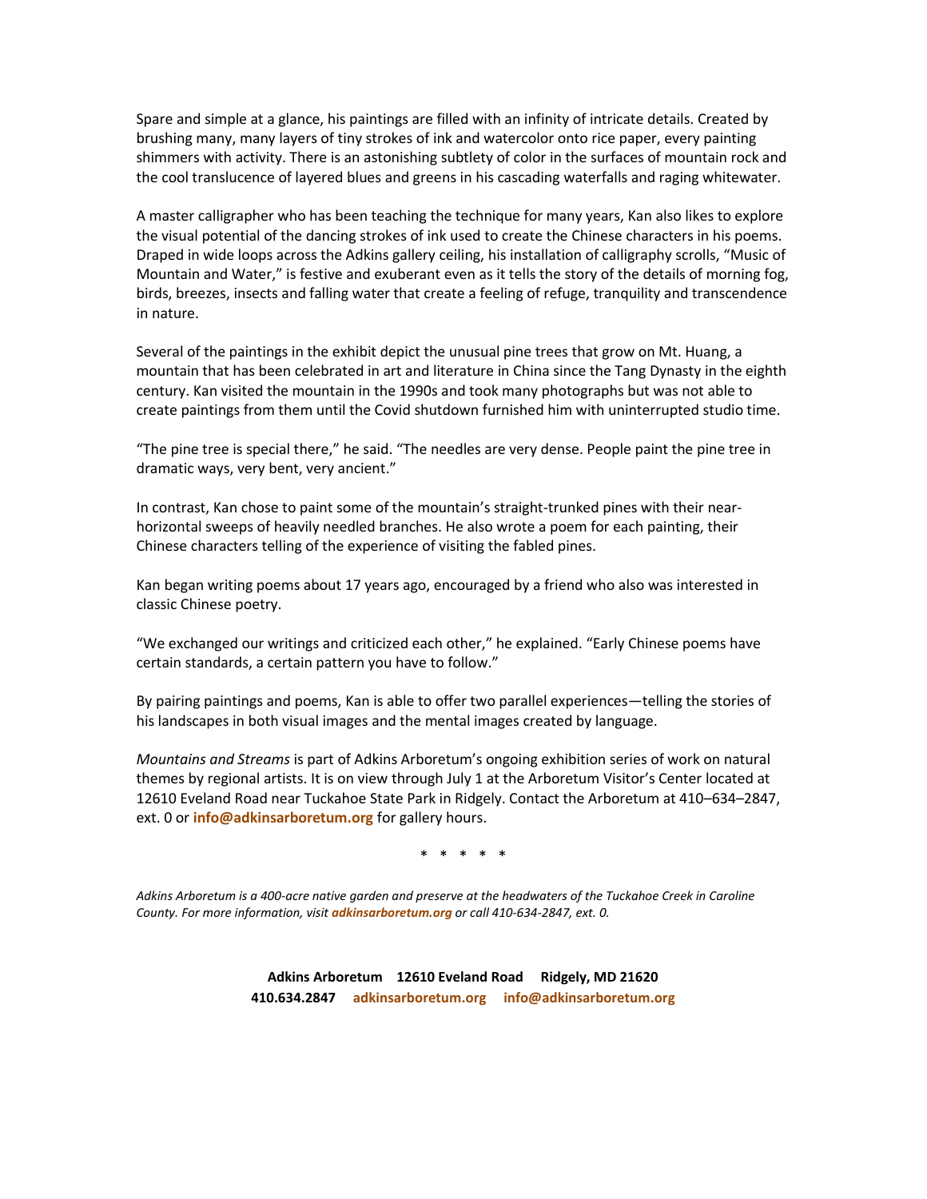Spare and simple at a glance, his paintings are filled with an infinity of intricate details. Created by brushing many, many layers of tiny strokes of ink and watercolor onto rice paper, every painting shimmers with activity. There is an astonishing subtlety of color in the surfaces of mountain rock and the cool translucence of layered blues and greens in his cascading waterfalls and raging whitewater.

A master calligrapher who has been teaching the technique for many years, Kan also likes to explore the visual potential of the dancing strokes of ink used to create the Chinese characters in his poems. Draped in wide loops across the Adkins gallery ceiling, his installation of calligraphy scrolls, "Music of Mountain and Water," is festive and exuberant even as it tells the story of the details of morning fog, birds, breezes, insects and falling water that create a feeling of refuge, tranquility and transcendence in nature.

Several of the paintings in the exhibit depict the unusual pine trees that grow on Mt. Huang, a mountain that has been celebrated in art and literature in China since the Tang Dynasty in the eighth century. Kan visited the mountain in the 1990s and took many photographs but was not able to create paintings from them until the Covid shutdown furnished him with uninterrupted studio time.

"The pine tree is special there," he said. "The needles are very dense. People paint the pine tree in dramatic ways, very bent, very ancient."

In contrast, Kan chose to paint some of the mountain's straight-trunked pines with their near-horizontal sweeps of heavily needled branches. He also wrote a poem for each painting, their Chinese characters telling of the experience of visiting the fabled pines.

Kan began writing poems about 17 years ago, encouraged by a friend who also was interested in classic Chinese poetry.

"We exchanged our writings and criticized each other," he explained. "Early Chinese poems have certain standards, a certain pattern you have to follow."

By pairing paintings and poems, Kan is able to offer two parallel experiences—telling the stories of his landscapes in both visual images and the mental images created by language.

*Mountains and Streams* is part of Adkins Arboretum's ongoing exhibition series of work on natural themes by regional artists. It is on view through July 1 at the Arboretum Visitor's Center located at 12610 Eveland Road near Tuckahoe State Park in Ridgely. Contact the Arboretum at 410–634–2847, ext. 0 or **info@adkinsarboretum.org** for gallery hours.

\* \* \* \* \*

*Adkins Arboretum is a 400-acre native garden and preserve at the headwaters of the Tuckahoe Creek in Caroline County. For more information, visit **adkinsarboretum.org** or call 410-634-2847, ext. 0.*

**Adkins Arboretum 12610 Eveland Road Ridgely, MD 21620**
**410.634.2847 adkinsarboretum.org info@adkinsarboretum.org**